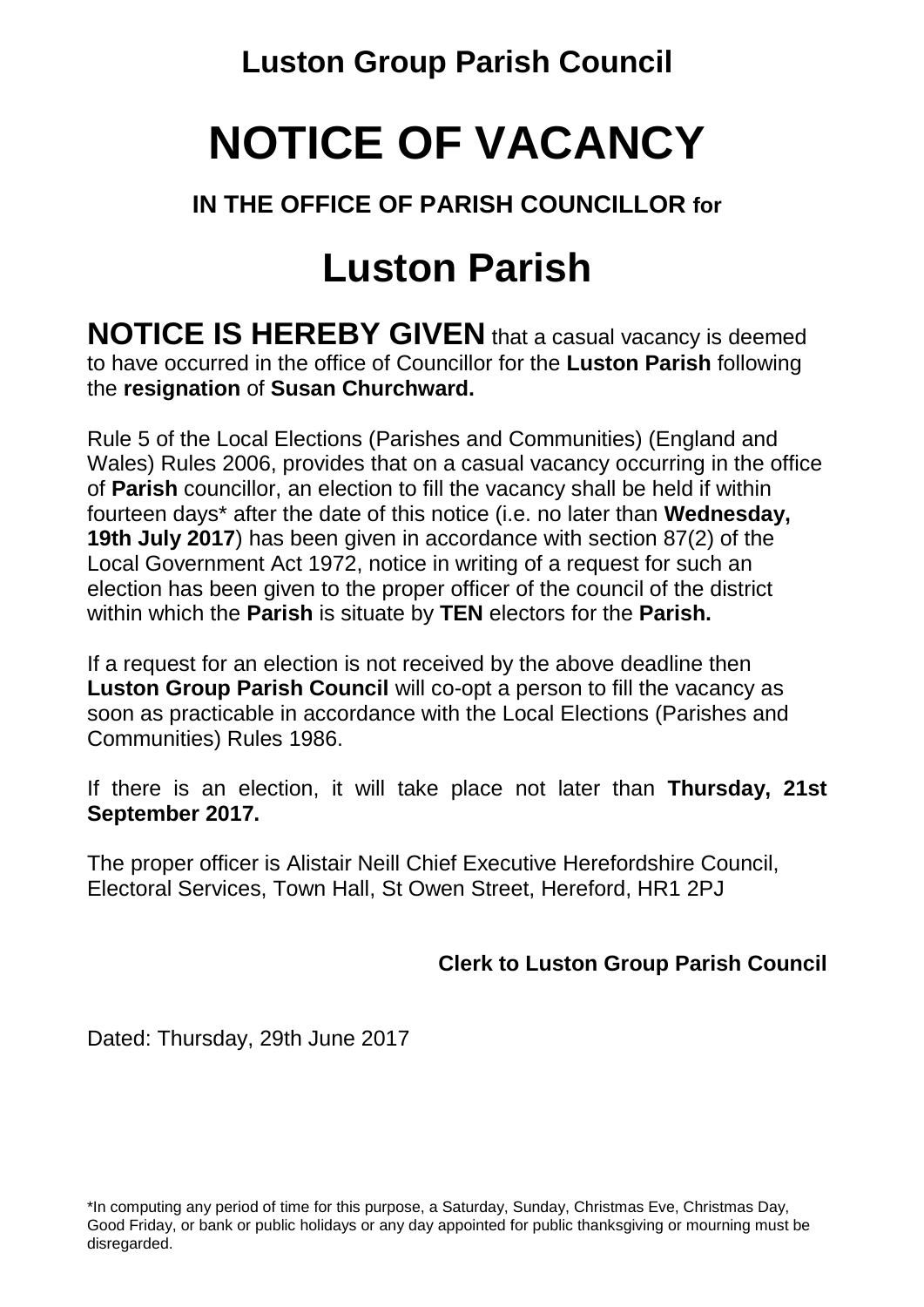## Luston Group Parish Council

# NOTICE OF VACANCY

### IN THE OFFICE OF PARISH COUNCILLOR for

# Luston Parish

**NOTICE IS HEREBY GIVEN** that a casual vacancy is deemed to have occurred in the office of Councillor for the **Luston Parish** following the **resignation** of **Susan Churchward.**

Rule 5 of the Local Elections (Parishes and Communities) (England and Wales) Rules 2006, provides that on a casual vacancy occurring in the office of **Parish** councillor, an election to fill the vacancy shall be held if within fourteen days* after the date of this notice (i.e. no later than **Wednesday, 19th July 2017**) has been given in accordance with section 87(2) of the Local Government Act 1972, notice in writing of a request for such an election has been given to the proper officer of the council of the district within which the **Parish** is situate by **TEN** electors for the **Parish.**

If a request for an election is not received by the above deadline then **Luston Group Parish Council** will co-opt a person to fill the vacancy as soon as practicable in accordance with the Local Elections (Parishes and Communities) Rules 1986.

If there is an election, it will take place not later than **Thursday, 21st September 2017.**

The proper officer is Alistair Neill Chief Executive Herefordshire Council, Electoral Services, Town Hall, St Owen Street, Hereford, HR1 2PJ

**Clerk to Luston Group Parish Council**

Dated: Thursday, 29th June 2017

*In computing any period of time for this purpose, a Saturday, Sunday, Christmas Eve, Christmas Day, Good Friday, or bank or public holidays or any day appointed for public thanksgiving or mourning must be disregarded.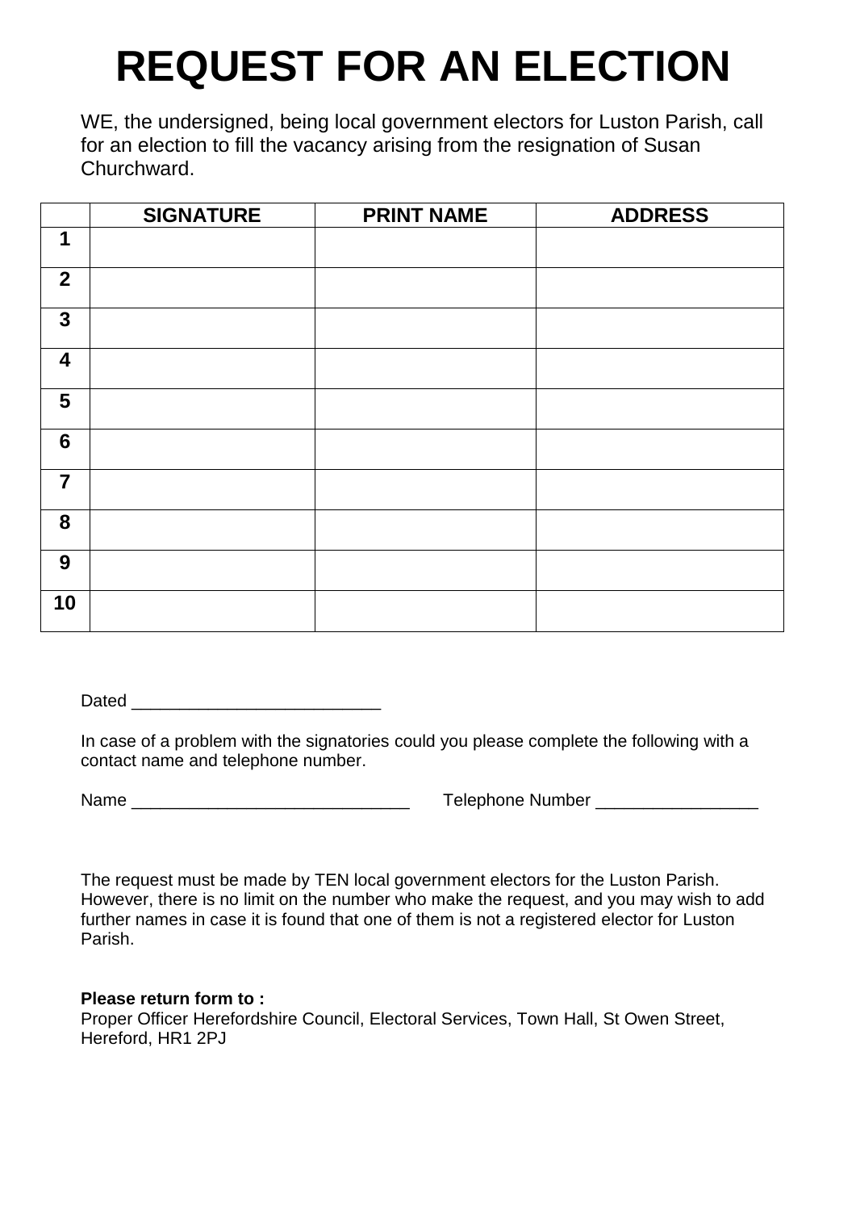# REQUEST FOR AN ELECTION

WE, the undersigned, being local government electors for Luston Parish, call for an election to fill the vacancy arising from the resignation of Susan Churchward.

| | SIGNATURE | PRINT NAME | ADDRESS |
|---|---|---|---|
| **1** | | | |
| **2** | | | |
| **3** | | | |
| **4** | | | |
| **5** | | | |
| **6** | | | |
| **7** | | | |
| **8** | | | |
| **9** | | | |
| **10** | | | |

Dated __________________________

In case of a problem with the signatories could you please complete the following with a contact name and telephone number.

Name _____________________________ Telephone Number _________________

The request must be made by TEN local government electors for the Luston Parish. However, there is no limit on the number who make the request, and you may wish to add further names in case it is found that one of them is not a registered elector for Luston Parish.

**Please return form to :**
Proper Officer Herefordshire Council, Electoral Services, Town Hall, St Owen Street, Hereford, HR1 2PJ